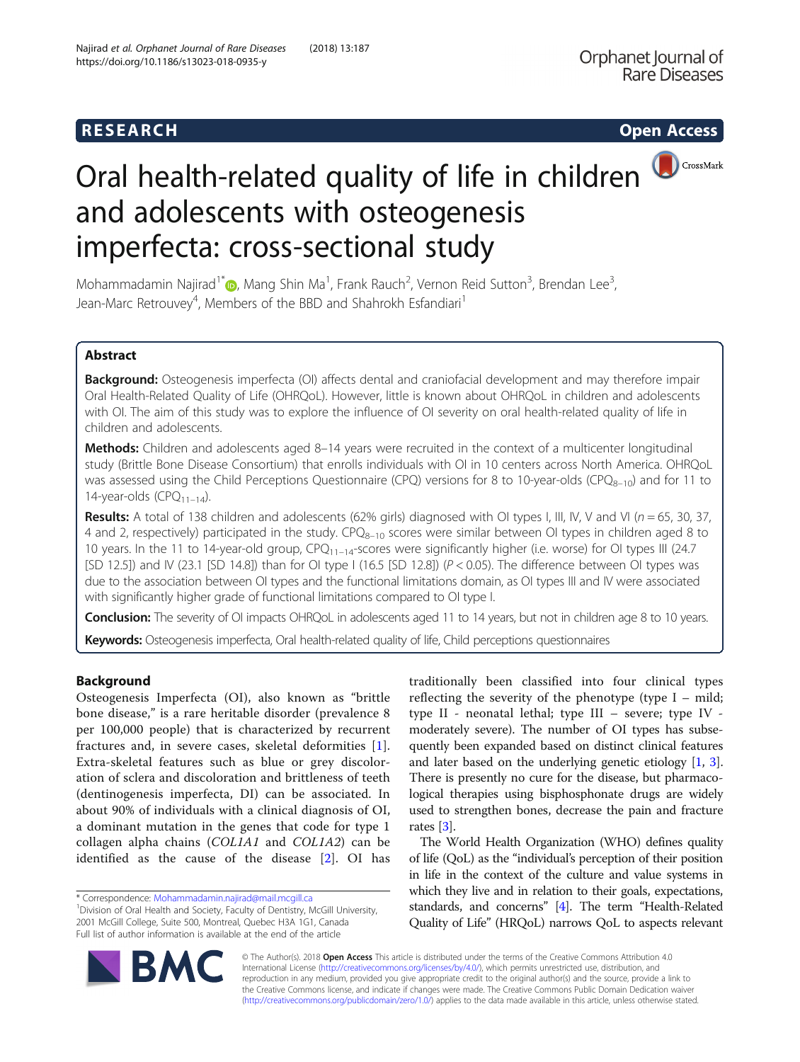**RESEARCH** **Open Access**

# Oral health-related quality of life in children and adolescents with osteogenesis imperfecta: cross-sectional study

Mohammadamin Najirad[1*], Mang Shin Ma[1], Frank Rauch[2], Vernon Reid Sutton[3], Brendan Lee[3], Jean-Marc Retrouvey[4], Members of the BBD and Shahrokh Esfandiari[1]

## Abstract

**Background:** Osteogenesis imperfecta (OI) affects dental and craniofacial development and may therefore impair Oral Health-Related Quality of Life (OHRQoL). However, little is known about OHRQoL in children and adolescents with OI. The aim of this study was to explore the influence of OI severity on oral health-related quality of life in children and adolescents.

**Methods:** Children and adolescents aged 8–14 years were recruited in the context of a multicenter longitudinal study (Brittle Bone Disease Consortium) that enrolls individuals with OI in 10 centers across North America. OHRQoL was assessed using the Child Perceptions Questionnaire (CPQ) versions for 8 to 10-year-olds ($CPQ_{8-10}$) and for 11 to 14-year-olds ($CPQ_{11-14}$).

**Results:** A total of 138 children and adolescents (62% girls) diagnosed with OI types I, III, IV, V and VI ($n = 65$, 30, 37, 4 and 2, respectively) participated in the study. $CPQ_{8-10}$ scores were similar between OI types in children aged 8 to 10 years. In the 11 to 14-year-old group, $CPQ_{11-14}$-scores were significantly higher (i.e. worse) for OI types III (24.7 [SD 12.5]) and IV (23.1 [SD 14.8]) than for OI type I (16.5 [SD 12.8]) ($P < 0.05$). The difference between OI types was due to the association between OI types and the functional limitations domain, as OI types III and IV were associated with significantly higher grade of functional limitations compared to OI type I.

**Conclusion:** The severity of OI impacts OHRQoL in adolescents aged 11 to 14 years, but not in children age 8 to 10 years.

**Keywords:** Osteogenesis imperfecta, Oral health-related quality of life, Child perceptions questionnaires

## Background

Osteogenesis Imperfecta (OI), also known as "brittle bone disease," is a rare heritable disorder (prevalence 8 per 100,000 people) that is characterized by recurrent fractures and, in severe cases, skeletal deformities [1]. Extra-skeletal features such as blue or grey discoloration of sclera and discoloration and brittleness of teeth (dentinogenesis imperfecta, DI) can be associated. In about 90% of individuals with a clinical diagnosis of OI, a dominant mutation in the genes that code for type 1 collagen alpha chains (*COL1A1* and *COL1A2*) can be identified as the cause of the disease [2]. OI has traditionally been classified into four clinical types reflecting the severity of the phenotype (type I – mild; type II - neonatal lethal; type III – severe; type IV - moderately severe). The number of OI types has subsequently been expanded based on distinct clinical features and later based on the underlying genetic etiology [1, 3]. There is presently no cure for the disease, but pharmacological therapies using bisphosphonate drugs are widely used to strengthen bones, decrease the pain and fracture rates [3].

The World Health Organization (WHO) defines quality of life (QoL) as the "individual's perception of their position in life in the context of the culture and value systems in which they live and in relation to their goals, expectations, standards, and concerns" [4]. The term "Health-Related Quality of Life" (HRQoL) narrows QoL to aspects relevant

\* Correspondence: Mohammadamin.najirad@mail.mcgill.ca
[1]Division of Oral Health and Society, Faculty of Dentistry, McGill University, 2001 McGill College, Suite 500, Montreal, Quebec H3A 1G1, Canada
Full list of author information is available at the end of the article

© The Author(s). 2018 **Open Access** This article is distributed under the terms of the Creative Commons Attribution 4.0 International License (http://creativecommons.org/licenses/by/4.0/), which permits unrestricted use, distribution, and reproduction in any medium, provided you give appropriate credit to the original author(s) and the source, provide a link to the Creative Commons license, and indicate if changes were made. The Creative Commons Public Domain Dedication waiver (http://creativecommons.org/publicdomain/zero/1.0/) applies to the data made available in this article, unless otherwise stated.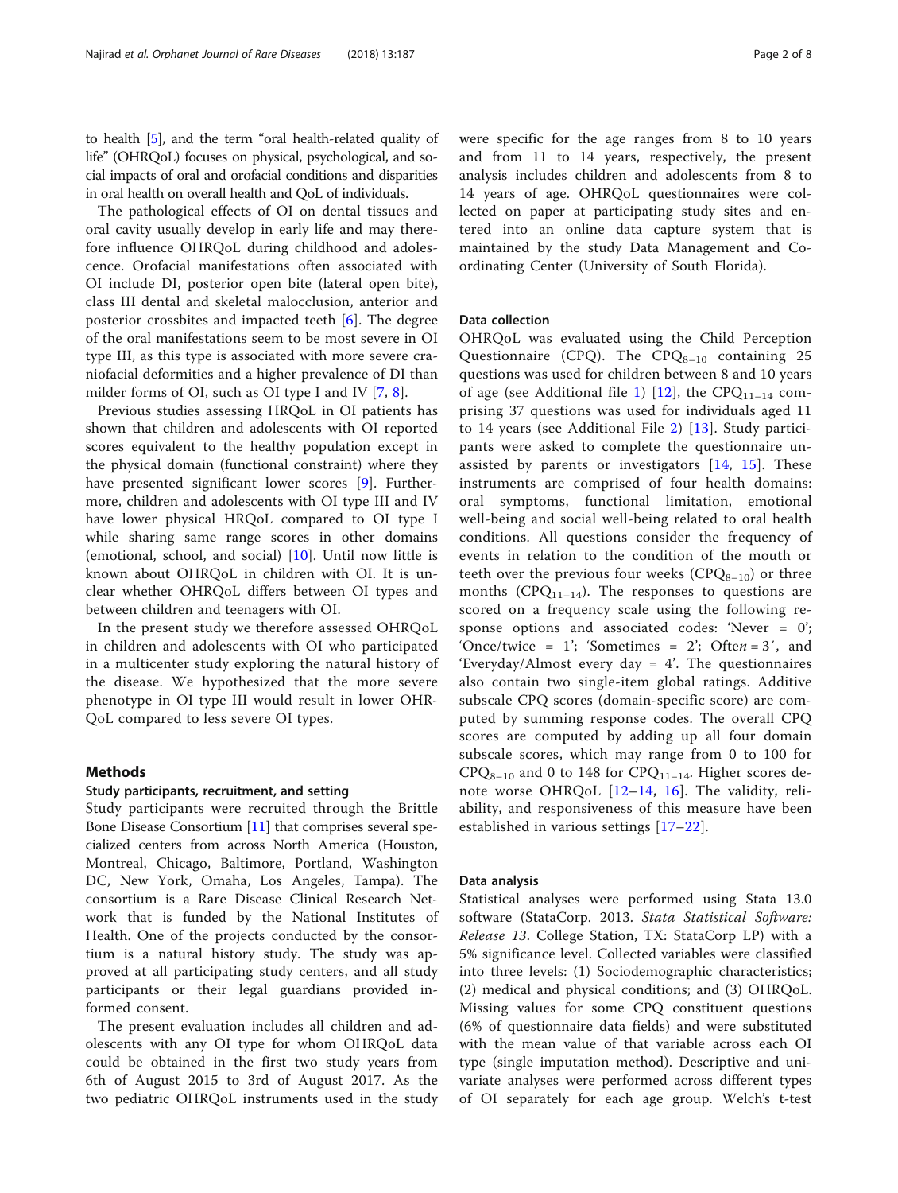to health [5], and the term "oral health-related quality of life" (OHRQoL) focuses on physical, psychological, and social impacts of oral and orofacial conditions and disparities in oral health on overall health and QoL of individuals.

The pathological effects of OI on dental tissues and oral cavity usually develop in early life and may therefore influence OHRQoL during childhood and adolescence. Orofacial manifestations often associated with OI include DI, posterior open bite (lateral open bite), class III dental and skeletal malocclusion, anterior and posterior crossbites and impacted teeth [6]. The degree of the oral manifestations seem to be most severe in OI type III, as this type is associated with more severe craniofacial deformities and a higher prevalence of DI than milder forms of OI, such as OI type I and IV [7, 8].

Previous studies assessing HRQoL in OI patients has shown that children and adolescents with OI reported scores equivalent to the healthy population except in the physical domain (functional constraint) where they have presented significant lower scores [9]. Furthermore, children and adolescents with OI type III and IV have lower physical HRQoL compared to OI type I while sharing same range scores in other domains (emotional, school, and social) [10]. Until now little is known about OHRQoL in children with OI. It is unclear whether OHRQoL differs between OI types and between children and teenagers with OI.

In the present study we therefore assessed OHRQoL in children and adolescents with OI who participated in a multicenter study exploring the natural history of the disease. We hypothesized that the more severe phenotype in OI type III would result in lower OHRQoL compared to less severe OI types.

## Methods

### Study participants, recruitment, and setting

Study participants were recruited through the Brittle Bone Disease Consortium [11] that comprises several specialized centers from across North America (Houston, Montreal, Chicago, Baltimore, Portland, Washington DC, New York, Omaha, Los Angeles, Tampa). The consortium is a Rare Disease Clinical Research Network that is funded by the National Institutes of Health. One of the projects conducted by the consortium is a natural history study. The study was approved at all participating study centers, and all study participants or their legal guardians provided informed consent.

The present evaluation includes all children and adolescents with any OI type for whom OHRQoL data could be obtained in the first two study years from 6th of August 2015 to 3rd of August 2017. As the two pediatric OHRQoL instruments used in the study were specific for the age ranges from 8 to 10 years and from 11 to 14 years, respectively, the present analysis includes children and adolescents from 8 to 14 years of age. OHRQoL questionnaires were collected on paper at participating study sites and entered into an online data capture system that is maintained by the study Data Management and Coordinating Center (University of South Florida).

### Data collection

OHRQoL was evaluated using the Child Perception Questionnaire (CPQ). The $CPQ_{8-10}$ containing 25 questions was used for children between 8 and 10 years of age (see Additional file 1) [12], the $CPQ_{11-14}$ comprising 37 questions was used for individuals aged 11 to 14 years (see Additional File 2) [13]. Study participants were asked to complete the questionnaire unassisted by parents or investigators [14, 15]. These instruments are comprised of four health domains: oral symptoms, functional limitation, emotional well-being and social well-being related to oral health conditions. All questions consider the frequency of events in relation to the condition of the mouth or teeth over the previous four weeks ($CPQ_{8-10}$) or three months ($CPQ_{11-14}$). The responses to questions are scored on a frequency scale using the following response options and associated codes: 'Never = 0'; 'Once/twice = 1'; 'Sometimes = 2'; Often = 3', and 'Everyday/Almost every day = 4'. The questionnaires also contain two single-item global ratings. Additive subscale CPQ scores (domain-specific score) are computed by summing response codes. The overall CPQ scores are computed by adding up all four domain subscale scores, which may range from 0 to 100 for $CPQ_{8-10}$ and 0 to 148 for $CPQ_{11-14}$. Higher scores denote worse OHRQoL [12–14, 16]. The validity, reliability, and responsiveness of this measure have been established in various settings [17–22].

### Data analysis

Statistical analyses were performed using Stata 13.0 software (StataCorp. 2013. *Stata Statistical Software: Release 13*. College Station, TX: StataCorp LP) with a 5% significance level. Collected variables were classified into three levels: (1) Sociodemographic characteristics; (2) medical and physical conditions; and (3) OHRQoL. Missing values for some CPQ constituent questions (6% of questionnaire data fields) and were substituted with the mean value of that variable across each OI type (single imputation method). Descriptive and univariate analyses were performed across different types of OI separately for each age group. Welch's t-test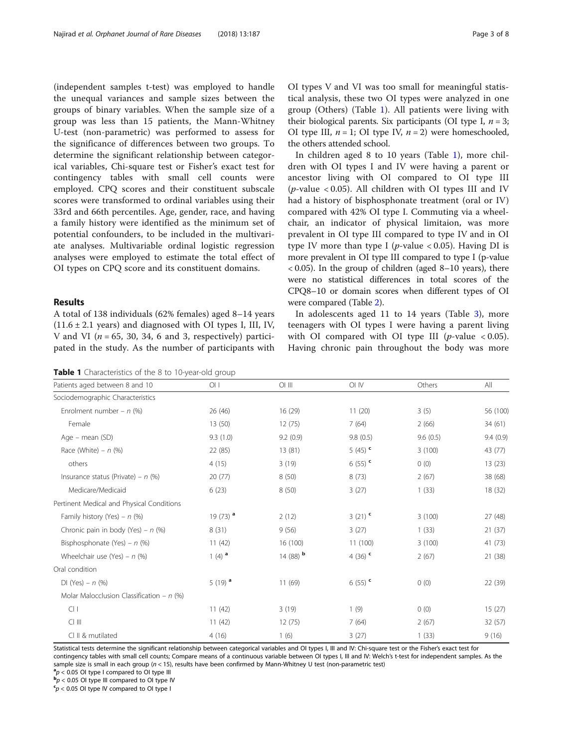(independent samples t-test) was employed to handle the unequal variances and sample sizes between the groups of binary variables. When the sample size of a group was less than 15 patients, the Mann-Whitney U-test (non-parametric) was performed to assess for the significance of differences between two groups. To determine the significant relationship between categorical variables, Chi-square test or Fisher's exact test for contingency tables with small cell counts were employed. CPQ scores and their constituent subscale scores were transformed to ordinal variables using their 33rd and 66th percentiles. Age, gender, race, and having a family history were identified as the minimum set of potential confounders, to be included in the multivariate analyses. Multivariable ordinal logistic regression analyses were employed to estimate the total effect of OI types on CPQ score and its constituent domains.

## Results

A total of 138 individuals (62% females) aged 8–14 years ($11.6 \pm 2.1$ years) and diagnosed with OI types I, III, IV, V and VI ($n = 65$, 30, 34, 6 and 3, respectively) participated in the study. As the number of participants with OI types V and VI was too small for meaningful statistical analysis, these two OI types were analyzed in one group (Others) (Table 1). All patients were living with their biological parents. Six participants (OI type I, $n = 3$; OI type III, $n = 1$; OI type IV, $n = 2$) were homeschooled, the others attended school.

In children aged 8 to 10 years (Table 1), more children with OI types I and IV were having a parent or ancestor living with OI compared to OI type III ($p$-value $< 0.05$). All children with OI types III and IV had a history of bisphosphonate treatment (oral or IV) compared with 42% OI type I. Commuting via a wheelchair, an indicator of physical limitaion, was more prevalent in OI type III compared to type IV and in OI type IV more than type I ($p$-value $< 0.05$). Having DI is more prevalent in OI type III compared to type I (p-value $< 0.05$). In the group of children (aged 8–10 years), there were no statistical differences in total scores of the CPQ8–10 or domain scores when different types of OI were compared (Table 2).

In adolescents aged 11 to 14 years (Table 3), more teenagers with OI types I were having a parent living with OI compared with OI type III ($p$-value $< 0.05$). Having chronic pain throughout the body was more

**Table 1** Characteristics of the 8 to 10-year-old group

| Patients aged between 8 and 10 | OI I | OI III | OI IV | Others | All |
|---|---|---|---|---|---|
| Sociodemographic Characteristics | | | | | |
| Enrolment number – n (%) | 26 (46) | 16 (29) | 11 (20) | 3 (5) | 56 (100) |
| Female | 13 (50) | 12 (75) | 7 (64) | 2 (66) | 34 (61) |
| Age – mean (SD) | 9.3 (1.0) | 9.2 (0.9) | 9.8 (0.5) | 9.6 (0.5) | 9.4 (0.9) |
| Race (White) – n (%) | 22 (85) | 13 (81) | 5 (45) [c] | 3 (100) | 43 (77) |
| others | 4 (15) | 3 (19) | 6 (55) [c] | 0 (0) | 13 (23) |
| Insurance status (Private) – n (%) | 20 (77) | 8 (50) | 8 (73) | 2 (67) | 38 (68) |
| Medicare/Medicaid | 6 (23) | 8 (50) | 3 (27) | 1 (33) | 18 (32) |
| Pertinent Medical and Physical Conditions | | | | | |
| Family history (Yes) – n (%) | 19 (73) [a] | 2 (12) | 3 (21) [c] | 3 (100) | 27 (48) |
| Chronic pain in body (Yes) – n (%) | 8 (31) | 9 (56) | 3 (27) | 1 (33) | 21 (37) |
| Bisphosphonate (Yes) – n (%) | 11 (42) | 16 (100) | 11 (100) | 3 (100) | 41 (73) |
| Wheelchair use (Yes) – n (%) | 1 (4) [a] | 14 (88) [b] | 4 (36) [c] | 2 (67) | 21 (38) |
| Oral condition | | | | | |
| DI (Yes) – n (%) | 5 (19) [a] | 11 (69) | 6 (55) [c] | 0 (0) | 22 (39) |
| Molar Malocclusion Classification – n (%) | | | | | |
| Cl I | 11 (42) | 3 (19) | 1 (9) | 0 (0) | 15 (27) |
| Cl III | 11 (42) | 12 (75) | 7 (64) | 2 (67) | 32 (57) |
| Cl II & mutilated | 4 (16) | 1 (6) | 3 (27) | 1 (33) | 9 (16) |

Statistical tests determine the significant relationship between categorical variables and OI types I, III and IV: Chi-square test or the Fisher's exact test for contingency tables with small cell counts; Compare means of a continuous variable between OI types I, III and IV: Welch's t-test for independent samples. As the sample size is small in each group ($n < 15$), results have been confirmed by Mann-Whitney U test (non-parametric test)

[a] $p < 0.05$ OI type I compared to OI type III

[b] $p < 0.05$ OI type III compared to OI type IV

[c] $p < 0.05$ OI type IV compared to OI type I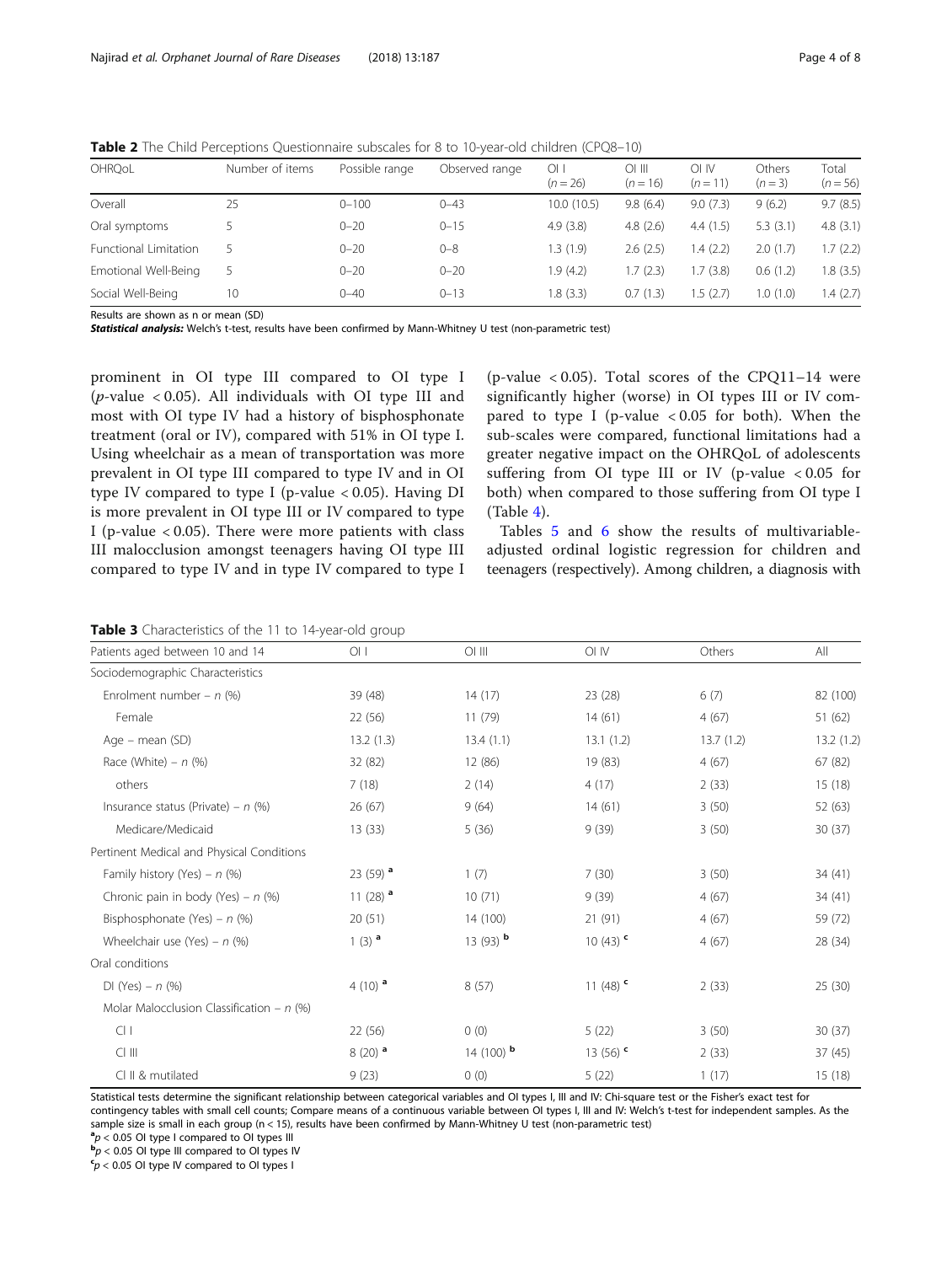**Table 2** The Child Perceptions Questionnaire subscales for 8 to 10-year-old children (CPQ8–10)

| OHRQoL | Number of items | Possible range | Observed range | OI I ($n = 26$) | OI III ($n = 16$) | OI IV ($n = 11$) | Others ($n = 3$) | Total ($n = 56$) |
|---|---|---|---|---|---|---|---|---|
| Overall | 25 | 0–100 | 0–43 | 10.0 (10.5) | 9.8 (6.4) | 9.0 (7.3) | 9 (6.2) | 9.7 (8.5) |
| Oral symptoms | 5 | 0–20 | 0–15 | 4.9 (3.8) | 4.8 (2.6) | 4.4 (1.5) | 5.3 (3.1) | 4.8 (3.1) |
| Functional Limitation | 5 | 0–20 | 0–8 | 1.3 (1.9) | 2.6 (2.5) | 1.4 (2.2) | 2.0 (1.7) | 1.7 (2.2) |
| Emotional Well-Being | 5 | 0–20 | 0–20 | 1.9 (4.2) | 1.7 (2.3) | 1.7 (3.8) | 0.6 (1.2) | 1.8 (3.5) |
| Social Well-Being | 10 | 0–40 | 0–13 | 1.8 (3.3) | 0.7 (1.3) | 1.5 (2.7) | 1.0 (1.0) | 1.4 (2.7) |

Results are shown as n or mean (SD)

***Statistical analysis:*** Welch's t-test, results have been confirmed by Mann-Whitney U test (non-parametric test)

prominent in OI type III compared to OI type I (*p*-value < 0.05). All individuals with OI type III and most with OI type IV had a history of bisphosphonate treatment (oral or IV), compared with 51% in OI type I. Using wheelchair as a mean of transportation was more prevalent in OI type III compared to type IV and in OI type IV compared to type I (p-value < 0.05). Having DI is more prevalent in OI type III or IV compared to type I (p-value < 0.05). There were more patients with class III malocclusion amongst teenagers having OI type III compared to type IV and in type IV compared to type I (p-value < 0.05). Total scores of the CPQ11–14 were significantly higher (worse) in OI types III or IV compared to type I (p-value < 0.05 for both). When the sub-scales were compared, functional limitations had a greater negative impact on the OHRQoL of adolescents suffering from OI type III or IV (p-value < 0.05 for both) when compared to those suffering from OI type I (Table 4).

Tables 5 and 6 show the results of multivariable-adjusted ordinal logistic regression for children and teenagers (respectively). Among children, a diagnosis with

**Table 3** Characteristics of the 11 to 14-year-old group

| Patients aged between 10 and 14 | OI I | OI III | OI IV | Others | All |
|---|---|---|---|---|---|
| Sociodemographic Characteristics | | | | | |
| Enrolment number – *n* (%) | 39 (48) | 14 (17) | 23 (28) | 6 (7) | 82 (100) |
| Female | 22 (56) | 11 (79) | 14 (61) | 4 (67) | 51 (62) |
| Age – mean (SD) | 13.2 (1.3) | 13.4 (1.1) | 13.1 (1.2) | 13.7 (1.2) | 13.2 (1.2) |
| Race (White) – *n* (%) | 32 (82) | 12 (86) | 19 (83) | 4 (67) | 67 (82) |
| others | 7 (18) | 2 (14) | 4 (17) | 2 (33) | 15 (18) |
| Insurance status (Private) – *n* (%) | 26 (67) | 9 (64) | 14 (61) | 3 (50) | 52 (63) |
| Medicare/Medicaid | 13 (33) | 5 (36) | 9 (39) | 3 (50) | 30 (37) |
| Pertinent Medical and Physical Conditions | | | | | |
| Family history (Yes) – *n* (%) | 23 (59) [a] | 1 (7) | 7 (30) | 3 (50) | 34 (41) |
| Chronic pain in body (Yes) – *n* (%) | 11 (28) [a] | 10 (71) | 9 (39) | 4 (67) | 34 (41) |
| Bisphosphonate (Yes) – *n* (%) | 20 (51) | 14 (100) | 21 (91) | 4 (67) | 59 (72) |
| Wheelchair use (Yes) – *n* (%) | 1 (3) [a] | 13 (93) [b] | 10 (43) [c] | 4 (67) | 28 (34) |
| Oral conditions | | | | | |
| DI (Yes) – *n* (%) | 4 (10) [a] | 8 (57) | 11 (48) [c] | 2 (33) | 25 (30) |
| Molar Malocclusion Classification – *n* (%) | | | | | |
| Cl I | 22 (56) | 0 (0) | 5 (22) | 3 (50) | 30 (37) |
| Cl III | 8 (20) [a] | 14 (100) [b] | 13 (56) [c] | 2 (33) | 37 (45) |
| Cl II & mutilated | 9 (23) | 0 (0) | 5 (22) | 1 (17) | 15 (18) |

Statistical tests determine the significant relationship between categorical variables and OI types I, III and IV: Chi-square test or the Fisher's exact test for contingency tables with small cell counts; Compare means of a continuous variable between OI types I, III and IV: Welch's t-test for independent samples. As the sample size is small in each group ($n < 15$), results have been confirmed by Mann-Whitney U test (non-parametric test)

[a] $p < 0.05$ OI type I compared to OI types III

[b] $p < 0.05$ OI type III compared to OI types IV

[c] $p < 0.05$ OI type IV compared to OI types I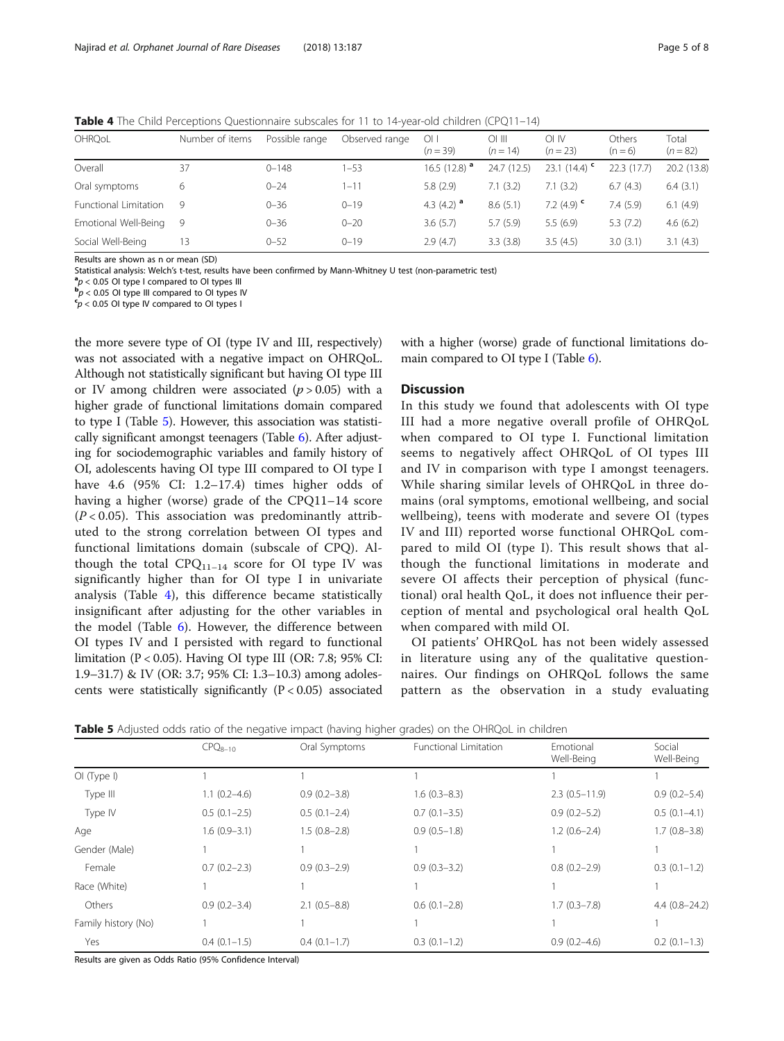**Table 4** The Child Perceptions Questionnaire subscales for 11 to 14-year-old children (CPQ11–14)

| OHRQoL | Number of items | Possible range | Observed range | OI I ($n = 39$) | OI III ($n = 14$) | OI IV ($n = 23$) | Others ($n = 6$) | Total ($n = 82$) |
|---|---|---|---|---|---|---|---|---|
| Overall | 37 | 0–148 | 1–53 | 16.5 (12.8) [a] | 24.7 (12.5) | 23.1 (14.4) [c] | 22.3 (17.7) | 20.2 (13.8) |
| Oral symptoms | 6 | 0–24 | 1–11 | 5.8 (2.9) | 7.1 (3.2) | 7.1 (3.2) | 6.7 (4.3) | 6.4 (3.1) |
| Functional Limitation | 9 | 0–36 | 0–19 | 4.3 (4.2) [a] | 8.6 (5.1) | 7.2 (4.9) [c] | 7.4 (5.9) | 6.1 (4.9) |
| Emotional Well-Being | 9 | 0–36 | 0–20 | 3.6 (5.7) | 5.7 (5.9) | 5.5 (6.9) | 5.3 (7.2) | 4.6 (6.2) |
| Social Well-Being | 13 | 0–52 | 0–19 | 2.9 (4.7) | 3.3 (3.8) | 3.5 (4.5) | 3.0 (3.1) | 3.1 (4.3) |

Results are shown as n or mean (SD)

Statistical analysis: Welch's t-test, results have been confirmed by Mann-Whitney U test (non-parametric test)

[a] $p < 0.05$ OI type I compared to OI types III

[b] $p < 0.05$ OI type III compared to OI types IV

[c] $p < 0.05$ OI type IV compared to OI types I

the more severe type of OI (type IV and III, respectively) was not associated with a negative impact on OHRQoL. Although not statistically significant but having OI type III or IV among children were associated ($p > 0.05$) with a higher grade of functional limitations domain compared to type I (Table 5). However, this association was statistically significant amongst teenagers (Table 6). After adjusting for sociodemographic variables and family history of OI, adolescents having OI type III compared to OI type I have 4.6 (95% CI: 1.2–17.4) times higher odds of having a higher (worse) grade of the CPQ11–14 score ($P < 0.05$). This association was predominantly attributed to the strong correlation between OI types and functional limitations domain (subscale of CPQ). Although the total $CPQ_{11-14}$ score for OI type IV was significantly higher than for OI type I in univariate analysis (Table 4), this difference became statistically insignificant after adjusting for the other variables in the model (Table 6). However, the difference between OI types IV and I persisted with regard to functional limitation ($P < 0.05$). Having OI type III (OR: 7.8; 95% CI: 1.9–31.7) & IV (OR: 3.7; 95% CI: 1.3–10.3) among adolescents were statistically significantly ($P < 0.05$) associated with a higher (worse) grade of functional limitations domain compared to OI type I (Table 6).

## Discussion

In this study we found that adolescents with OI type III had a more negative overall profile of OHRQoL when compared to OI type I. Functional limitation seems to negatively affect OHRQoL of OI types III and IV in comparison with type I amongst teenagers. While sharing similar levels of OHRQoL in three domains (oral symptoms, emotional wellbeing, and social wellbeing), teens with moderate and severe OI (types IV and III) reported worse functional OHRQoL compared to mild OI (type I). This result shows that although the functional limitations in moderate and severe OI affects their perception of physical (functional) oral health QoL, it does not influence their perception of mental and psychological oral health QoL when compared with mild OI.

OI patients' OHRQoL has not been widely assessed in literature using any of the qualitative questionnaires. Our findings on OHRQoL follows the same pattern as the observation in a study evaluating

**Table 5** Adjusted odds ratio of the negative impact (having higher grades) on the OHRQoL in children

| | $CPQ_{8-10}$ | Oral Symptoms | Functional Limitation | Emotional Well-Being | Social Well-Being |
|---|---|---|---|---|---|
| OI (Type I) | 1 | 1 | 1 | 1 | 1 |
| Type III | 1.1 (0.2–4.6) | 0.9 (0.2–3.8) | 1.6 (0.3–8.3) | 2.3 (0.5–11.9) | 0.9 (0.2–5.4) |
| Type IV | 0.5 (0.1–2.5) | 0.5 (0.1–2.4) | 0.7 (0.1–3.5) | 0.9 (0.2–5.2) | 0.5 (0.1–4.1) |
| Age | 1.6 (0.9–3.1) | 1.5 (0.8–2.8) | 0.9 (0.5–1.8) | 1.2 (0.6–2.4) | 1.7 (0.8–3.8) |
| Gender (Male) | 1 | 1 | 1 | 1 | 1 |
| Female | 0.7 (0.2–2.3) | 0.9 (0.3–2.9) | 0.9 (0.3–3.2) | 0.8 (0.2–2.9) | 0.3 (0.1–1.2) |
| Race (White) | 1 | 1 | 1 | 1 | 1 |
| Others | 0.9 (0.2–3.4) | 2.1 (0.5–8.8) | 0.6 (0.1–2.8) | 1.7 (0.3–7.8) | 4.4 (0.8–24.2) |
| Family history (No) | 1 | 1 | 1 | 1 | 1 |
| Yes | 0.4 (0.1–1.5) | 0.4 (0.1–1.7) | 0.3 (0.1–1.2) | 0.9 (0.2–4.6) | 0.2 (0.1–1.3) |

Results are given as Odds Ratio (95% Confidence Interval)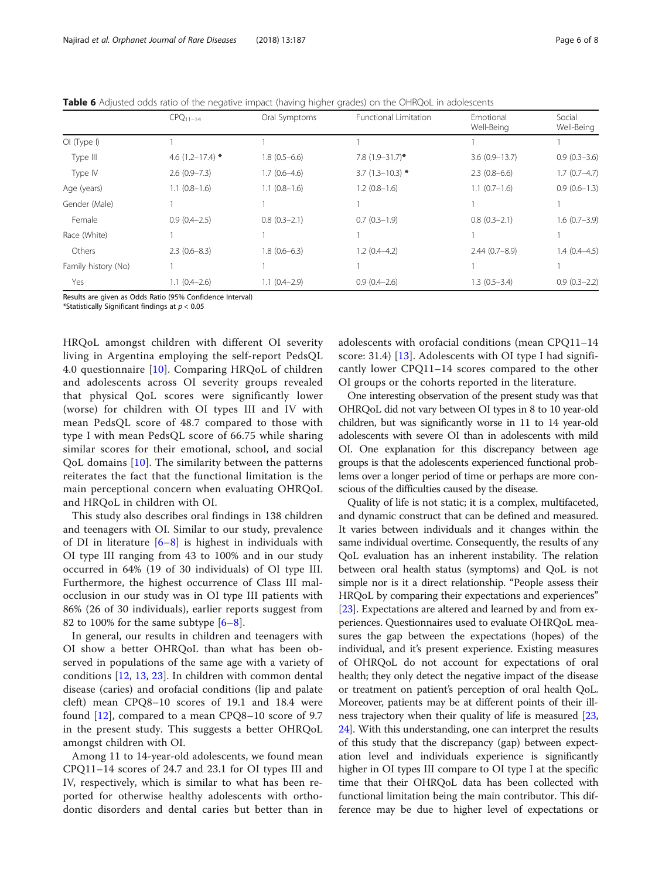**Table 6** Adjusted odds ratio of the negative impact (having higher grades) on the OHRQoL in adolescents

| | $CPQ_{11-14}$ | Oral Symptoms | Functional Limitation | Emotional Well-Being | Social Well-Being |
|---|---|---|---|---|---|
| OI (Type I) | 1 | 1 | 1 | 1 | 1 |
| Type III | 4.6 (1.2–17.4) * | 1.8 (0.5–6.6) | 7.8 (1.9–31.7)* | 3.6 (0.9–13.7) | 0.9 (0.3–3.6) |
| Type IV | 2.6 (0.9–7.3) | 1.7 (0.6–4.6) | 3.7 (1.3–10.3) * | 2.3 (0.8–6.6) | 1.7 (0.7–4.7) |
| Age (years) | 1.1 (0.8–1.6) | 1.1 (0.8–1.6) | 1.2 (0.8–1.6) | 1.1 (0.7–1.6) | 0.9 (0.6–1.3) |
| Gender (Male) | 1 | 1 | 1 | 1 | 1 |
| Female | 0.9 (0.4–2.5) | 0.8 (0.3–2.1) | 0.7 (0.3–1.9) | 0.8 (0.3–2.1) | 1.6 (0.7–3.9) |
| Race (White) | 1 | 1 | 1 | 1 | 1 |
| Others | 2.3 (0.6–8.3) | 1.8 (0.6–6.3) | 1.2 (0.4–4.2) | 2.44 (0.7–8.9) | 1.4 (0.4–4.5) |
| Family history (No) | 1 | 1 | 1 | 1 | 1 |
| Yes | 1.1 (0.4–2.6) | 1.1 (0.4–2.9) | 0.9 (0.4–2.6) | 1.3 (0.5–3.4) | 0.9 (0.3–2.2) |

Results are given as Odds Ratio (95% Confidence Interval)
*Statistically Significant findings at $p < 0.05$

HRQoL amongst children with different OI severity living in Argentina employing the self-report PedsQL 4.0 questionnaire [10]. Comparing HRQoL of children and adolescents across OI severity groups revealed that physical QoL scores were significantly lower (worse) for children with OI types III and IV with mean PedsQL score of 48.7 compared to those with type I with mean PedsQL score of 66.75 while sharing similar scores for their emotional, school, and social QoL domains [10]. The similarity between the patterns reiterates the fact that the functional limitation is the main perceptional concern when evaluating OHRQoL and HRQoL in children with OI.

This study also describes oral findings in 138 children and teenagers with OI. Similar to our study, prevalence of DI in literature [6–8] is highest in individuals with OI type III ranging from 43 to 100% and in our study occurred in 64% (19 of 30 individuals) of OI type III. Furthermore, the highest occurrence of Class III malocclusion in our study was in OI type III patients with 86% (26 of 30 individuals), earlier reports suggest from 82 to 100% for the same subtype [6–8].

In general, our results in children and teenagers with OI show a better OHRQoL than what has been observed in populations of the same age with a variety of conditions [12, 13, 23]. In children with common dental disease (caries) and orofacial conditions (lip and palate cleft) mean CPQ8–10 scores of 19.1 and 18.4 were found [12], compared to a mean CPQ8–10 score of 9.7 in the present study. This suggests a better OHRQoL amongst children with OI.

Among 11 to 14-year-old adolescents, we found mean CPQ11–14 scores of 24.7 and 23.1 for OI types III and IV, respectively, which is similar to what has been reported for otherwise healthy adolescents with orthodontic disorders and dental caries but better than in adolescents with orofacial conditions (mean CPQ11–14 score: 31.4) [13]. Adolescents with OI type I had significantly lower CPQ11–14 scores compared to the other OI groups or the cohorts reported in the literature.

One interesting observation of the present study was that OHRQoL did not vary between OI types in 8 to 10 year-old children, but was significantly worse in 11 to 14 year-old adolescents with severe OI than in adolescents with mild OI. One explanation for this discrepancy between age groups is that the adolescents experienced functional problems over a longer period of time or perhaps are more conscious of the difficulties caused by the disease.

Quality of life is not static; it is a complex, multifaceted, and dynamic construct that can be defined and measured. It varies between individuals and it changes within the same individual overtime. Consequently, the results of any QoL evaluation has an inherent instability. The relation between oral health status (symptoms) and QoL is not simple nor is it a direct relationship. "People assess their HRQoL by comparing their expectations and experiences" [23]. Expectations are altered and learned by and from experiences. Questionnaires used to evaluate OHRQoL measures the gap between the expectations (hopes) of the individual, and it's present experience. Existing measures of OHRQoL do not account for expectations of oral health; they only detect the negative impact of the disease or treatment on patient's perception of oral health QoL. Moreover, patients may be at different points of their illness trajectory when their quality of life is measured [23, 24]. With this understanding, one can interpret the results of this study that the discrepancy (gap) between expectation level and individuals experience is significantly higher in OI types III compare to OI type I at the specific time that their OHRQoL data has been collected with functional limitation being the main contributor. This difference may be due to higher level of expectations or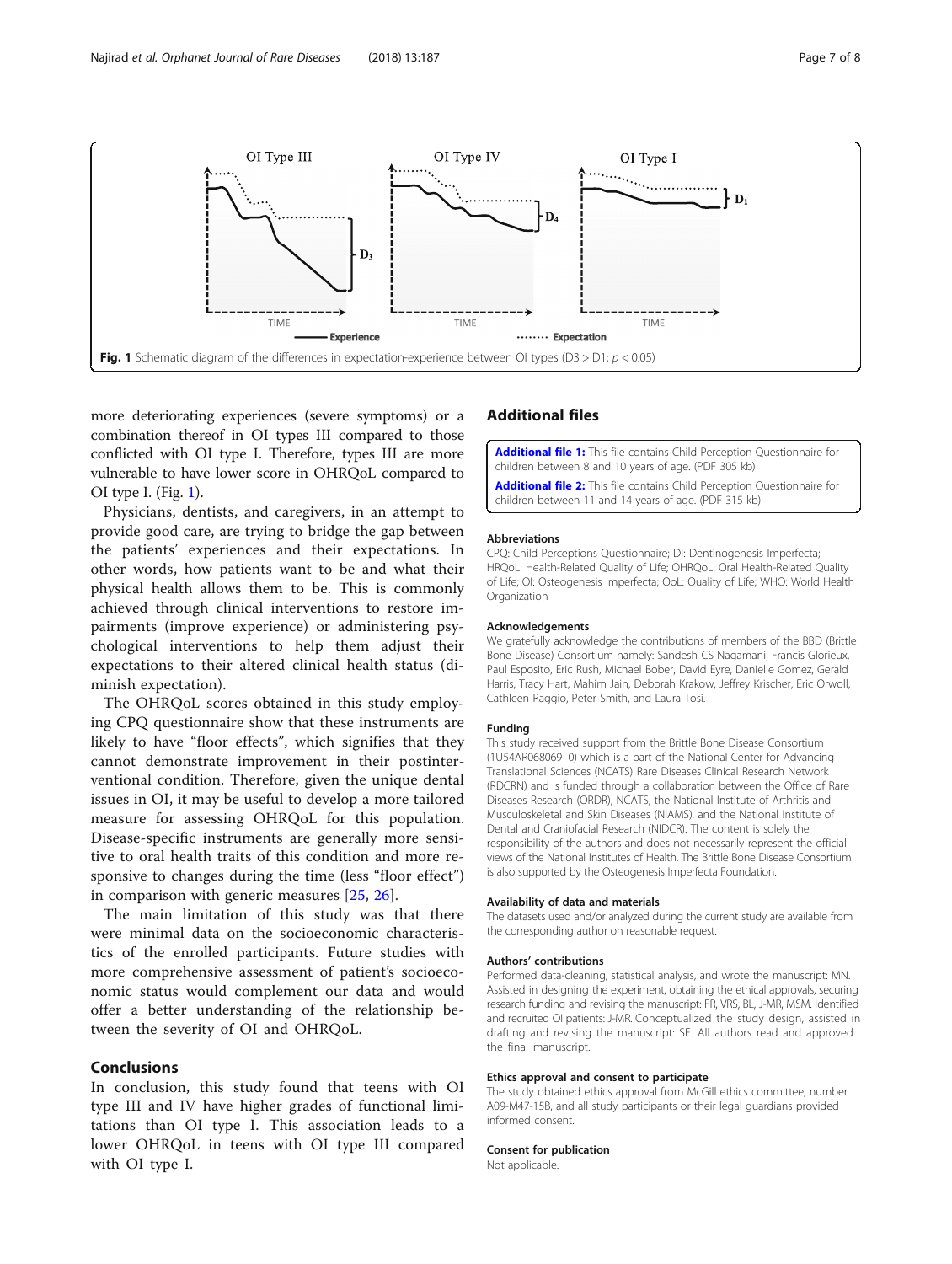Fig. 1 Schematic diagram of the differences in expectation-experience between OI types ($D3 > D1$; $p < 0.05$)

more deteriorating experiences (severe symptoms) or a combination thereof in OI types III compared to those conflicted with OI type I. Therefore, types III are more vulnerable to have lower score in OHRQoL compared to OI type I. (Fig. 1).

Physicians, dentists, and caregivers, in an attempt to provide good care, are trying to bridge the gap between the patients' experiences and their expectations. In other words, how patients want to be and what their physical health allows them to be. This is commonly achieved through clinical interventions to restore impairments (improve experience) or administering psychological interventions to help them adjust their expectations to their altered clinical health status (diminish expectation).

The OHRQoL scores obtained in this study employing CPQ questionnaire show that these instruments are likely to have "floor effects", which signifies that they cannot demonstrate improvement in their postinterventional condition. Therefore, given the unique dental issues in OI, it may be useful to develop a more tailored measure for assessing OHRQoL for this population. Disease-specific instruments are generally more sensitive to oral health traits of this condition and more responsive to changes during the time (less "floor effect") in comparison with generic measures [25, 26].

The main limitation of this study was that there were minimal data on the socioeconomic characteristics of the enrolled participants. Future studies with more comprehensive assessment of patient's socioeconomic status would complement our data and would offer a better understanding of the relationship between the severity of OI and OHRQoL.

## Conclusions

In conclusion, this study found that teens with OI type III and IV have higher grades of functional limitations than OI type I. This association leads to a lower OHRQoL in teens with OI type III compared with OI type I.

## Additional files

**Additional file 1:** This file contains Child Perception Questionnaire for children between 8 and 10 years of age. (PDF 305 kb)

**Additional file 2:** This file contains Child Perception Questionnaire for children between 11 and 14 years of age. (PDF 315 kb)

#### Abbreviations

CPQ: Child Perceptions Questionnaire; DI: Dentinogenesis Imperfecta; HRQoL: Health-Related Quality of Life; OHRQoL: Oral Health-Related Quality of Life; OI: Osteogenesis Imperfecta; QoL: Quality of Life; WHO: World Health Organization

#### Acknowledgements

We gratefully acknowledge the contributions of members of the BBD (Brittle Bone Disease) Consortium namely: Sandesh CS Nagamani, Francis Glorieux, Paul Esposito, Eric Rush, Michael Bober, David Eyre, Danielle Gomez, Gerald Harris, Tracy Hart, Mahim Jain, Deborah Krakow, Jeffrey Krischer, Eric Orwoll, Cathleen Raggio, Peter Smith, and Laura Tosi.

#### Funding

This study received support from the Brittle Bone Disease Consortium (1U54AR068069–0) which is a part of the National Center for Advancing Translational Sciences (NCATS) Rare Diseases Clinical Research Network (RDCRN) and is funded through a collaboration between the Office of Rare Diseases Research (ORDR), NCATS, the National Institute of Arthritis and Musculoskeletal and Skin Diseases (NIAMS), and the National Institute of Dental and Craniofacial Research (NIDCR). The content is solely the responsibility of the authors and does not necessarily represent the official views of the National Institutes of Health. The Brittle Bone Disease Consortium is also supported by the Osteogenesis Imperfecta Foundation.

#### Availability of data and materials

The datasets used and/or analyzed during the current study are available from the corresponding author on reasonable request.

#### Authors' contributions

Performed data-cleaning, statistical analysis, and wrote the manuscript: MN. Assisted in designing the experiment, obtaining the ethical approvals, securing research funding and revising the manuscript: FR, VRS, BL, J-MR, MSM. Identified and recruited OI patients: J-MR. Conceptualized the study design, assisted in drafting and revising the manuscript: SE. All authors read and approved the final manuscript.

#### Ethics approval and consent to participate

The study obtained ethics approval from McGill ethics committee, number A09-M47-15B, and all study participants or their legal guardians provided informed consent.

#### Consent for publication

Not applicable.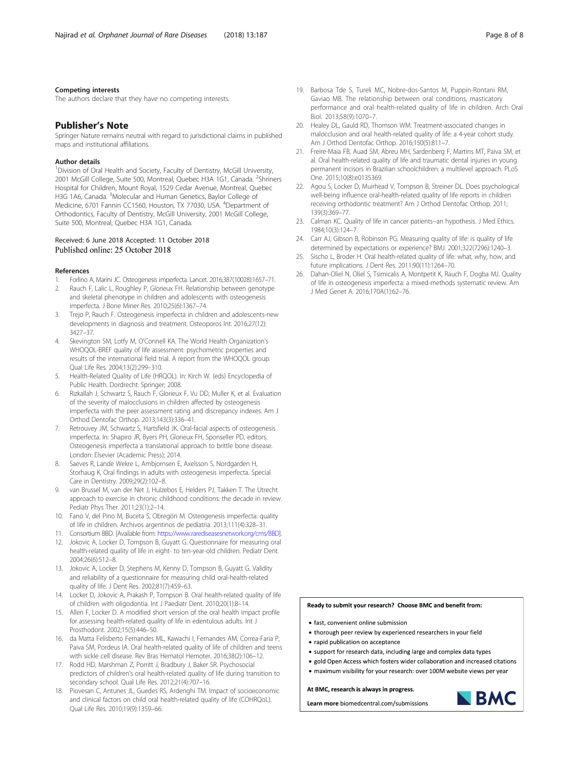#### Competing interests

The authors declare that they have no competing interests.

## Publisher's Note

Springer Nature remains neutral with regard to jurisdictional claims in published maps and institutional affiliations.

#### Author details

[1]Division of Oral Health and Society, Faculty of Dentistry, McGill University, 2001 McGill College, Suite 500, Montreal, Quebec H3A 1G1, Canada. [2]Shriners Hospital for Children, Mount Royal, 1529 Cedar Avenue, Montreal, Quebec H3G 1A6, Canada. [3]Molecular and Human Genetics, Baylor College of Medicine, 6701 Fannin CC1560, Houston, TX 77030, USA. [4]Department of Orthodontics, Faculty of Dentistry, McGill University, 2001 McGill College, Suite 500, Montreal, Quebec H3A 1G1, Canada.

Received: 6 June 2018 Accepted: 11 October 2018
Published online: 25 October 2018

#### References

1. Forlino A, Marini JC. Osteogenesis imperfecta. Lancet. 2016;387(10028):1657–71.
2. Rauch F, Lalic L, Roughley P, Glorieux FH. Relationship between genotype and skeletal phenotype in children and adolescents with osteogenesis imperfecta. J Bone Miner Res. 2010;25(6):1367–74.
3. Trejo P, Rauch F. Osteogenesis imperfecta in children and adolescents-new developments in diagnosis and treatment. Osteoporos Int. 2016;27(12): 3427–37.
4. Skevington SM, Lotfy M, O'Connell KA. The World Health Organization's WHOQOL-BREF quality of life assessment: psychometric properties and results of the international field trial. A report from the WHOQOL group. Qual Life Res. 2004;13(2):299–310.
5. Health-Related Quality of Life (HRQOL). In: Kirch W. (eds) Encyclopedia of Public Health. Dordrecht: Springer; 2008.
6. Rizkallah J, Schwartz S, Rauch F, Glorieux F, Vu DD, Muller K, et al. Evaluation of the severity of malocclusions in children affected by osteogenesis imperfecta with the peer assessment rating and discrepancy indexes. Am J Orthod Dentofac Orthop. 2013;143(3):336–41.
7. Retrouvey JM, Schwartz S, Hartsfield JK. Oral-facial aspects of osteogenesis imperfecta. In: Shapiro JR, Byers PH, Glorieux FH, Sponseller PD, editors. Osteogenesis imperfecta a translational approach to brittle bone disease. London: Elsevier (Academic Press); 2014.
8. Saeves R, Lande Wekre L, Ambjornsen E, Axelsson S, Nordgarden H, Storhaug K. Oral findings in adults with osteogenesis imperfecta. Special Care in Dentistry. 2009;29(2):102–8.
9. van Brussel M, van der Net J, Hulzebos E, Helders PJ, Takken T. The Utrecht approach to exercise in chronic childhood conditions: the decade in review. Pediatr Phys Ther. 2011;23(1):2–14.
10. Fano V, del Pino M, Buceta S, Obregón M. Osteogenesis imperfecta: quality of life in children. Archivos argentinos de pediatria. 2013;111(4):328–31.
11. Consortium BBD. [Available from: https://www.rarediseasesnetwork.org/cms/BBD].
12. Jokovic A, Locker D, Tompson B, Guyatt G. Questionnaire for measuring oral health-related quality of life in eight- to ten-year-old children. Pediatr Dent. 2004;26(6):512–8.
13. Jokovic A, Locker D, Stephens M, Kenny D, Tompson B, Guyatt G. Validity and reliability of a questionnaire for measuring child oral-health-related quality of life. J Dent Res. 2002;81(7):459–63.
14. Locker D, Jokovic A, Prakash P, Tompson B. Oral health-related quality of life of children with oligodontia. Int J Paediatr Dent. 2010;20(1):8–14.
15. Allen F, Locker D. A modified short version of the oral health impact profile for assessing health-related quality of life in edentulous adults. Int J Prosthodont. 2002;15(5):446–50.
16. da Matta Felisberto Fernandes ML, Kawachi I, Fernandes AM, Correa-Faria P, Paiva SM, Pordeus IA. Oral health-related quality of life of children and teens with sickle cell disease. Rev Bras Hematol Hemoter. 2016;38(2):106–12.
17. Rodd HD, Marshman Z, Porritt J, Bradbury J, Baker SR. Psychosocial predictors of children's oral health-related quality of life during transition to secondary school. Qual Life Res. 2012;21(4):707–16.
18. Piovesan C, Antunes JL, Guedes RS, Ardenghi TM. Impact of socioeconomic and clinical factors on child oral health-related quality of life (COHRQoL). Qual Life Res. 2010;19(9):1359–66.
19. Barbosa Tde S, Tureli MC, Nobre-dos-Santos M, Puppin-Rontani RM, Gaviao MB. The relationship between oral conditions, masticatory performance and oral health-related quality of life in children. Arch Oral Biol. 2013;58(9):1070–7.
20. Healey DL, Gauld RD, Thomson WM. Treatment-associated changes in malocclusion and oral health-related quality of life: a 4-year cohort study. Am J Orthod Dentofac Orthop. 2016;150(5):811–7.
21. Freire-Maia FB, Auad SM, Abreu MH, Sardenberg F, Martins MT, Paiva SM, et al. Oral health-related quality of life and traumatic dental injuries in young permanent incisors in Brazilian schoolchildren: a multilevel approach. PLoS One. 2015;10(8):e0135369.
22. Agou S, Locker D, Muirhead V, Tompson B, Streiner DL. Does psychological well-being influence oral-health-related quality of life reports in children receiving orthodontic treatment? Am J Orthod Dentofac Orthop. 2011; 139(3):369–77.
23. Calman KC. Quality of life in cancer patients--an hypothesis. J Med Ethics. 1984;10(3):124–7.
24. Carr AJ, Gibson B, Robinson PG. Measuring quality of life: is quality of life determined by expectations or experience? BMJ. 2001;322(7296):1240–3.
25. Sischo L, Broder H. Oral health-related quality of life: what, why, how, and future implications. J Dent Res. 2011;90(11):1264–70.
26. Dahan-Oliel N, Oliel S, Tsimicalis A, Montpetit K, Rauch F, Dogba MJ. Quality of life in osteogenesis imperfecta: a mixed-methods systematic review. Am J Med Genet A. 2016;170A(1):62–76.

**Ready to submit your research? Choose BMC and benefit from:**

- fast, convenient online submission
- thorough peer review by experienced researchers in your field
- rapid publication on acceptance
- support for research data, including large and complex data types
- gold Open Access which fosters wider collaboration and increased citations
- maximum visibility for your research: over 100M website views per year

**At BMC, research is always in progress.**

**Learn more** biomedcentral.com/submissions

BMC